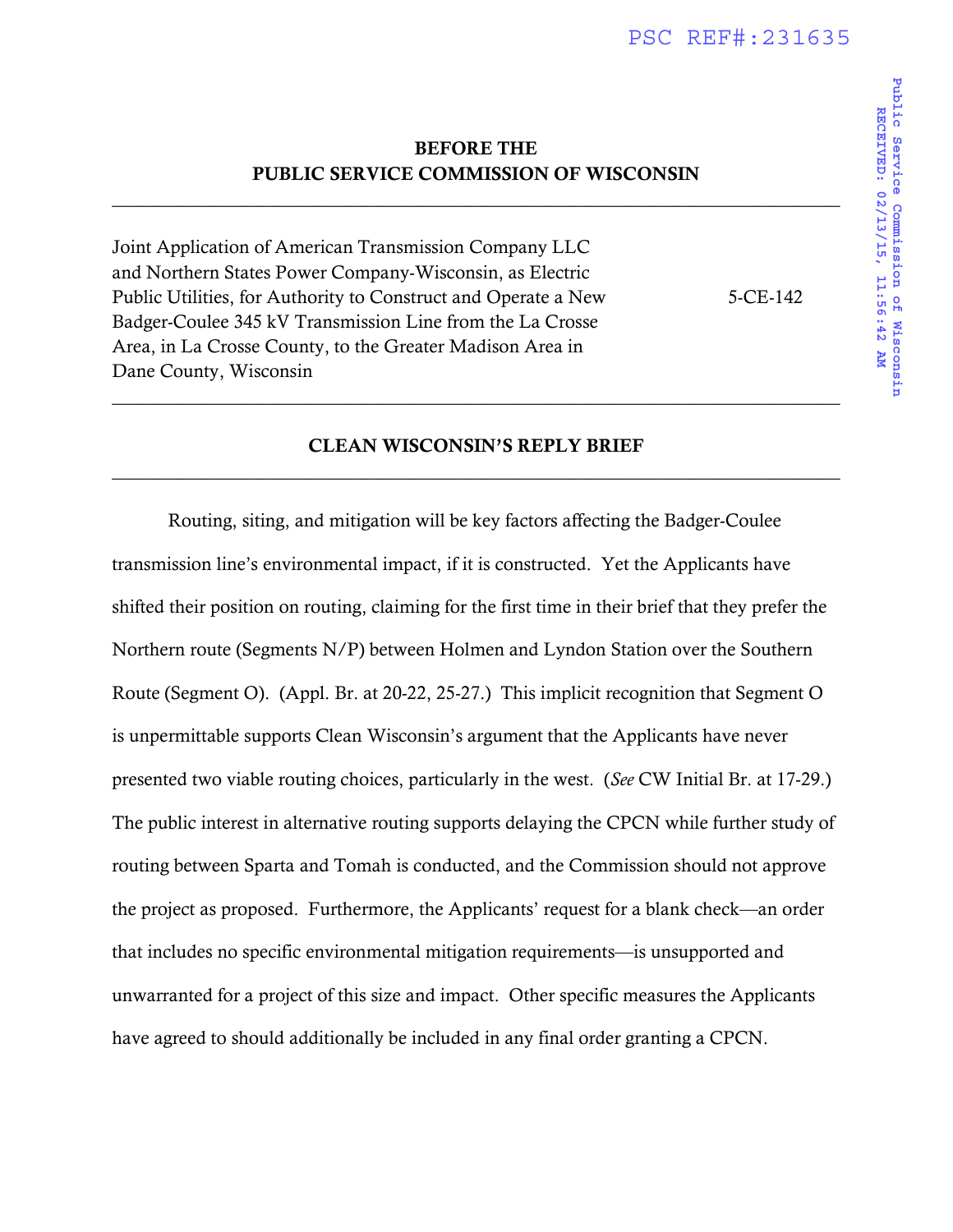**BEFORE THE**
**PUBLIC SERVICE COMMISSION OF WISCONSIN**

---

| | |
|---|---|
| Joint Application of American Transmission Company LLC and Northern States Power Company-Wisconsin, as Electric Public Utilities, for Authority to Construct and Operate a New Badger-Coulee 345 kV Transmission Line from the La Crosse Area, in La Crosse County, to the Greater Madison Area in Dane County, Wisconsin | 5-CE-142 |

---

**CLEAN WISCONSIN'S REPLY BRIEF**

---

Routing, siting, and mitigation will be key factors affecting the Badger-Coulee transmission line's environmental impact, if it is constructed. Yet the Applicants have shifted their position on routing, claiming for the first time in their brief that they prefer the Northern route (Segments N/P) between Holmen and Lyndon Station over the Southern Route (Segment O). (Appl. Br. at 20-22, 25-27.) This implicit recognition that Segment O is unpermittable supports Clean Wisconsin's argument that the Applicants have never presented two viable routing choices, particularly in the west. (*See* CW Initial Br. at 17-29.) The public interest in alternative routing supports delaying the CPCN while further study of routing between Sparta and Tomah is conducted, and the Commission should not approve the project as proposed. Furthermore, the Applicants' request for a blank check—an order that includes no specific environmental mitigation requirements—is unsupported and unwarranted for a project of this size and impact. Other specific measures the Applicants have agreed to should additionally be included in any final order granting a CPCN.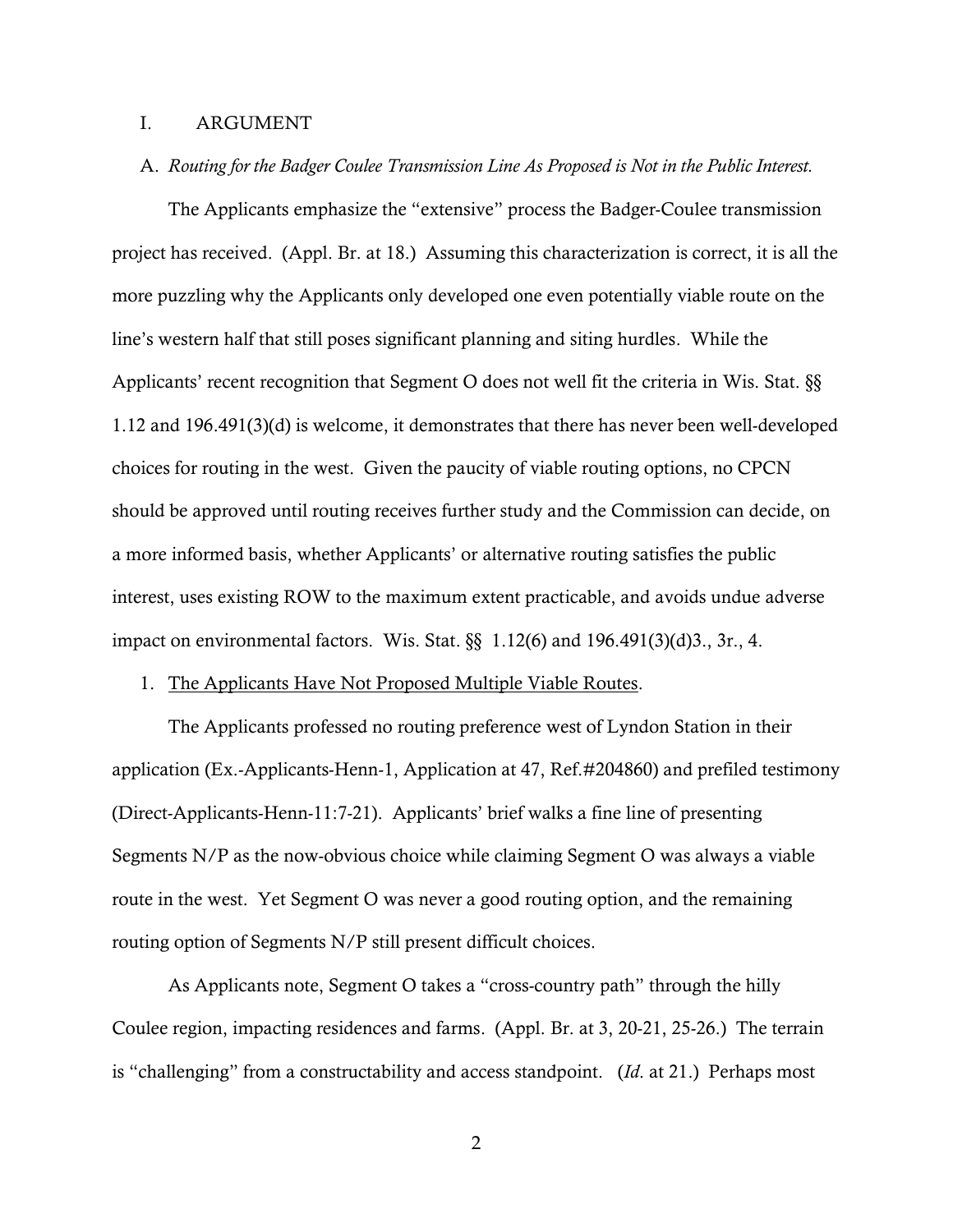## I. ARGUMENT

### A. *Routing for the Badger Coulee Transmission Line As Proposed is Not in the Public Interest.*

The Applicants emphasize the "extensive" process the Badger-Coulee transmission project has received. (Appl. Br. at 18.) Assuming this characterization is correct, it is all the more puzzling why the Applicants only developed one even potentially viable route on the line's western half that still poses significant planning and siting hurdles. While the Applicants' recent recognition that Segment O does not well fit the criteria in Wis. Stat. §§ 1.12 and 196.491(3)(d) is welcome, it demonstrates that there has never been well-developed choices for routing in the west. Given the paucity of viable routing options, no CPCN should be approved until routing receives further study and the Commission can decide, on a more informed basis, whether Applicants' or alternative routing satisfies the public interest, uses existing ROW to the maximum extent practicable, and avoids undue adverse impact on environmental factors. Wis. Stat. §§ 1.12(6) and 196.491(3)(d)3., 3r., 4.

#### 1. The Applicants Have Not Proposed Multiple Viable Routes.

The Applicants professed no routing preference west of Lyndon Station in their application (Ex.-Applicants-Henn-1, Application at 47, Ref.#204860) and prefiled testimony (Direct-Applicants-Henn-11:7-21). Applicants' brief walks a fine line of presenting Segments N/P as the now-obvious choice while claiming Segment O was always a viable route in the west. Yet Segment O was never a good routing option, and the remaining routing option of Segments N/P still present difficult choices.

As Applicants note, Segment O takes a "cross-country path" through the hilly Coulee region, impacting residences and farms. (Appl. Br. at 3, 20-21, 25-26.) The terrain is "challenging" from a constructability and access standpoint. (*Id.* at 21.) Perhaps most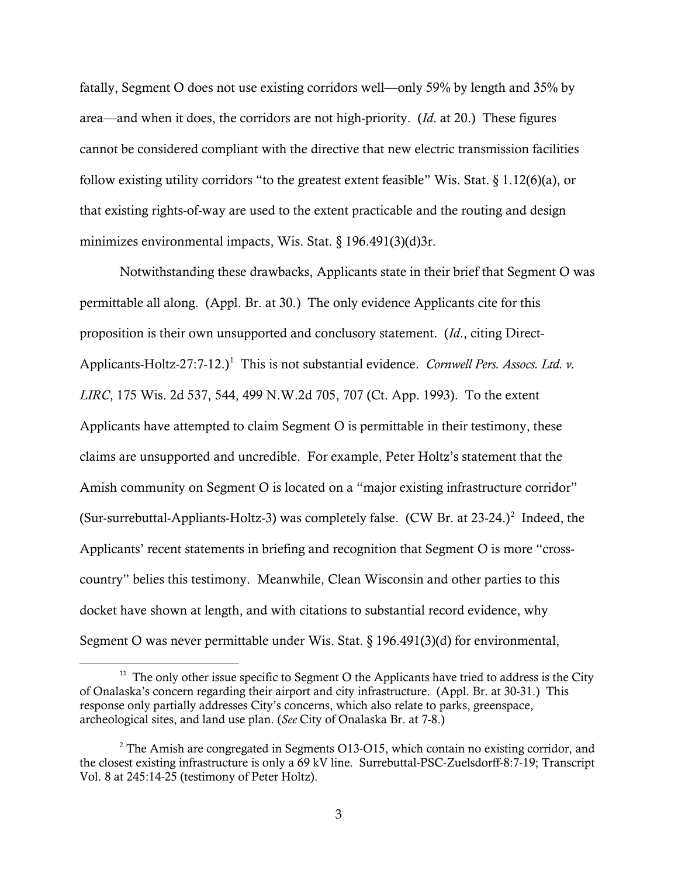fatally, Segment O does not use existing corridors well—only 59% by length and 35% by area—and when it does, the corridors are not high-priority. (*Id*. at 20.) These figures cannot be considered compliant with the directive that new electric transmission facilities follow existing utility corridors "to the greatest extent feasible" Wis. Stat. § 1.12(6)(a), or that existing rights-of-way are used to the extent practicable and the routing and design minimizes environmental impacts, Wis. Stat. § 196.491(3)(d)3r.

Notwithstanding these drawbacks, Applicants state in their brief that Segment O was permittable all along. (Appl. Br. at 30.) The only evidence Applicants cite for this proposition is their own unsupported and conclusory statement. (*Id*., citing Direct-Applicants-Holtz-27:7-12.)[1] This is not substantial evidence. *Cornwell Pers. Assocs. Ltd. v. LIRC*, 175 Wis. 2d 537, 544, 499 N.W.2d 705, 707 (Ct. App. 1993). To the extent Applicants have attempted to claim Segment O is permittable in their testimony, these claims are unsupported and uncredible. For example, Peter Holtz's statement that the Amish community on Segment O is located on a "major existing infrastructure corridor" (Sur-surrebuttal-Appliants-Holtz-3) was completely false. (CW Br. at 23-24.)[2] Indeed, the Applicants' recent statements in briefing and recognition that Segment O is more "cross-country" belies this testimony. Meanwhile, Clean Wisconsin and other parties to this docket have shown at length, and with citations to substantial record evidence, why Segment O was never permittable under Wis. Stat. § 196.491(3)(d) for environmental,

---

[11] The only other issue specific to Segment O the Applicants have tried to address is the City of Onalaska's concern regarding their airport and city infrastructure. (Appl. Br. at 30-31.) This response only partially addresses City's concerns, which also relate to parks, greenspace, archeological sites, and land use plan. (*See* City of Onalaska Br. at 7-8.)

[2] The Amish are congregated in Segments O13-O15, which contain no existing corridor, and the closest existing infrastructure is only a 69 kV line. Surrebuttal-PSC-Zuelsdorff-8:7-19; Transcript Vol. 8 at 245:14-25 (testimony of Peter Holtz).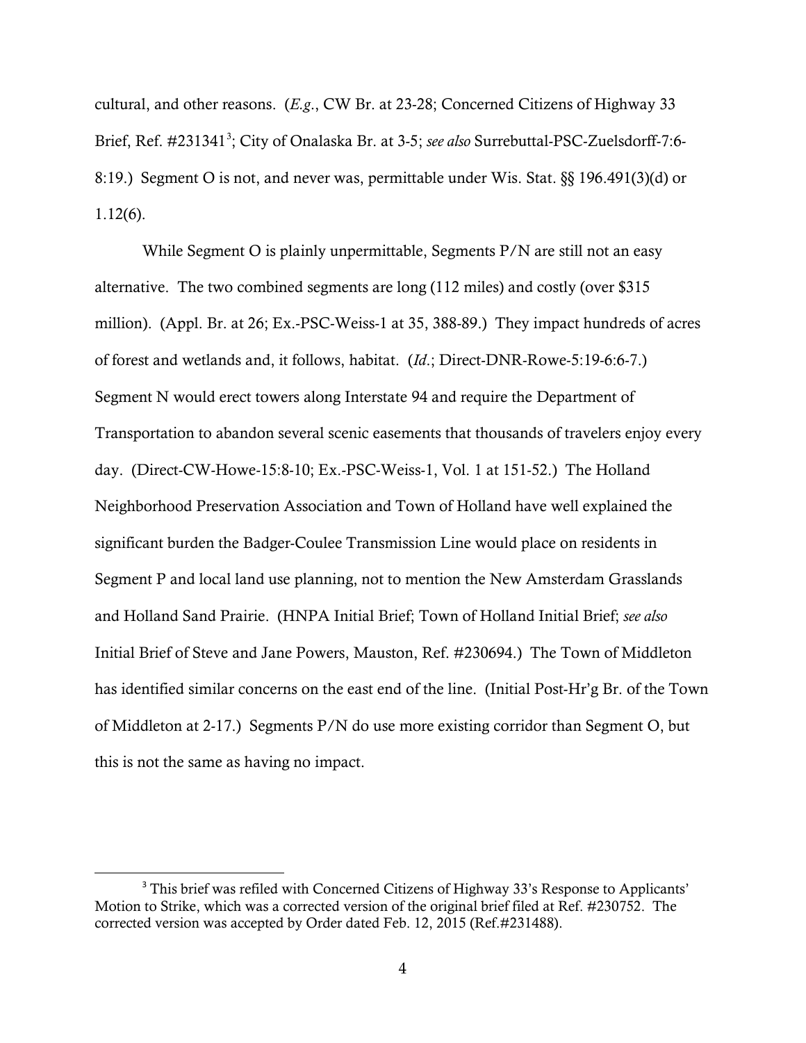cultural, and other reasons. (*E.g.*, CW Br. at 23-28; Concerned Citizens of Highway 33 Brief, Ref. #231341[3]; City of Onalaska Br. at 3-5; *see also* Surrebuttal-PSC-Zuelsdorff-7:6-8:19.) Segment O is not, and never was, permittable under Wis. Stat. §§ 196.491(3)(d) or 1.12(6).

While Segment O is plainly unpermittable, Segments P/N are still not an easy alternative. The two combined segments are long (112 miles) and costly (over $315 million). (Appl. Br. at 26; Ex.-PSC-Weiss-1 at 35, 388-89.) They impact hundreds of acres of forest and wetlands and, it follows, habitat. (*Id.*; Direct-DNR-Rowe-5:19-6:6-7.) Segment N would erect towers along Interstate 94 and require the Department of Transportation to abandon several scenic easements that thousands of travelers enjoy every day. (Direct-CW-Howe-15:8-10; Ex.-PSC-Weiss-1, Vol. 1 at 151-52.) The Holland Neighborhood Preservation Association and Town of Holland have well explained the significant burden the Badger-Coulee Transmission Line would place on residents in Segment P and local land use planning, not to mention the New Amsterdam Grasslands and Holland Sand Prairie. (HNPA Initial Brief; Town of Holland Initial Brief; *see also* Initial Brief of Steve and Jane Powers, Mauston, Ref. #230694.) The Town of Middleton has identified similar concerns on the east end of the line. (Initial Post-Hr'g Br. of the Town of Middleton at 2-17.) Segments P/N do use more existing corridor than Segment O, but this is not the same as having no impact.

---

[3] This brief was refiled with Concerned Citizens of Highway 33's Response to Applicants' Motion to Strike, which was a corrected version of the original brief filed at Ref. #230752. The corrected version was accepted by Order dated Feb. 12, 2015 (Ref.#231488).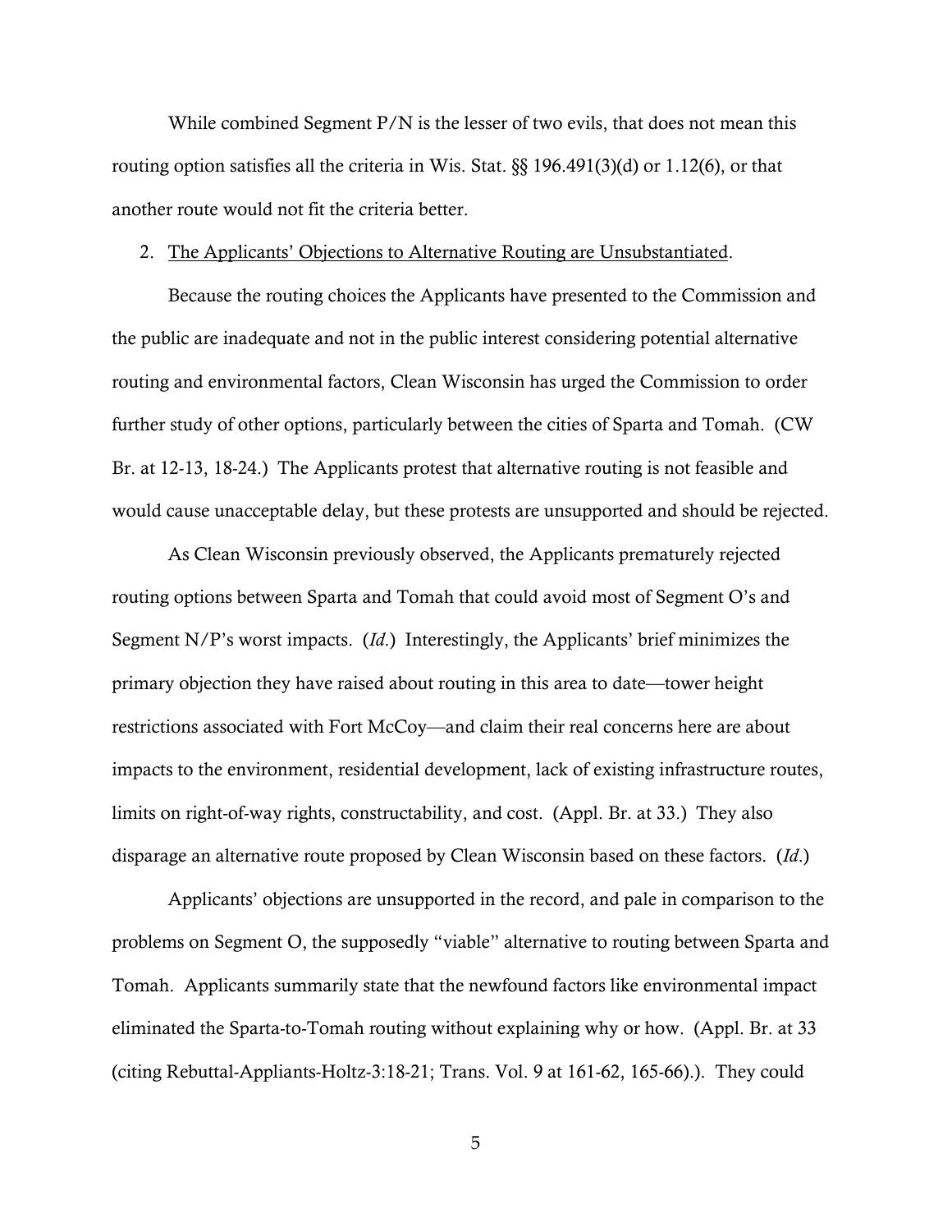While combined Segment P/N is the lesser of two evils, that does not mean this routing option satisfies all the criteria in Wis. Stat. §§ 196.491(3)(d) or 1.12(6), or that another route would not fit the criteria better.

2. The Applicants' Objections to Alternative Routing are Unsubstantiated.

Because the routing choices the Applicants have presented to the Commission and the public are inadequate and not in the public interest considering potential alternative routing and environmental factors, Clean Wisconsin has urged the Commission to order further study of other options, particularly between the cities of Sparta and Tomah. (CW Br. at 12-13, 18-24.) The Applicants protest that alternative routing is not feasible and would cause unacceptable delay, but these protests are unsupported and should be rejected.

As Clean Wisconsin previously observed, the Applicants prematurely rejected routing options between Sparta and Tomah that could avoid most of Segment O's and Segment N/P's worst impacts. (*Id.*) Interestingly, the Applicants' brief minimizes the primary objection they have raised about routing in this area to date—tower height restrictions associated with Fort McCoy—and claim their real concerns here are about impacts to the environment, residential development, lack of existing infrastructure routes, limits on right-of-way rights, constructability, and cost. (Appl. Br. at 33.) They also disparage an alternative route proposed by Clean Wisconsin based on these factors. (*Id.*)

Applicants' objections are unsupported in the record, and pale in comparison to the problems on Segment O, the supposedly "viable" alternative to routing between Sparta and Tomah. Applicants summarily state that the newfound factors like environmental impact eliminated the Sparta-to-Tomah routing without explaining why or how. (Appl. Br. at 33 (citing Rebuttal-Appliants-Holtz-3:18-21; Trans. Vol. 9 at 161-62, 165-66).). They could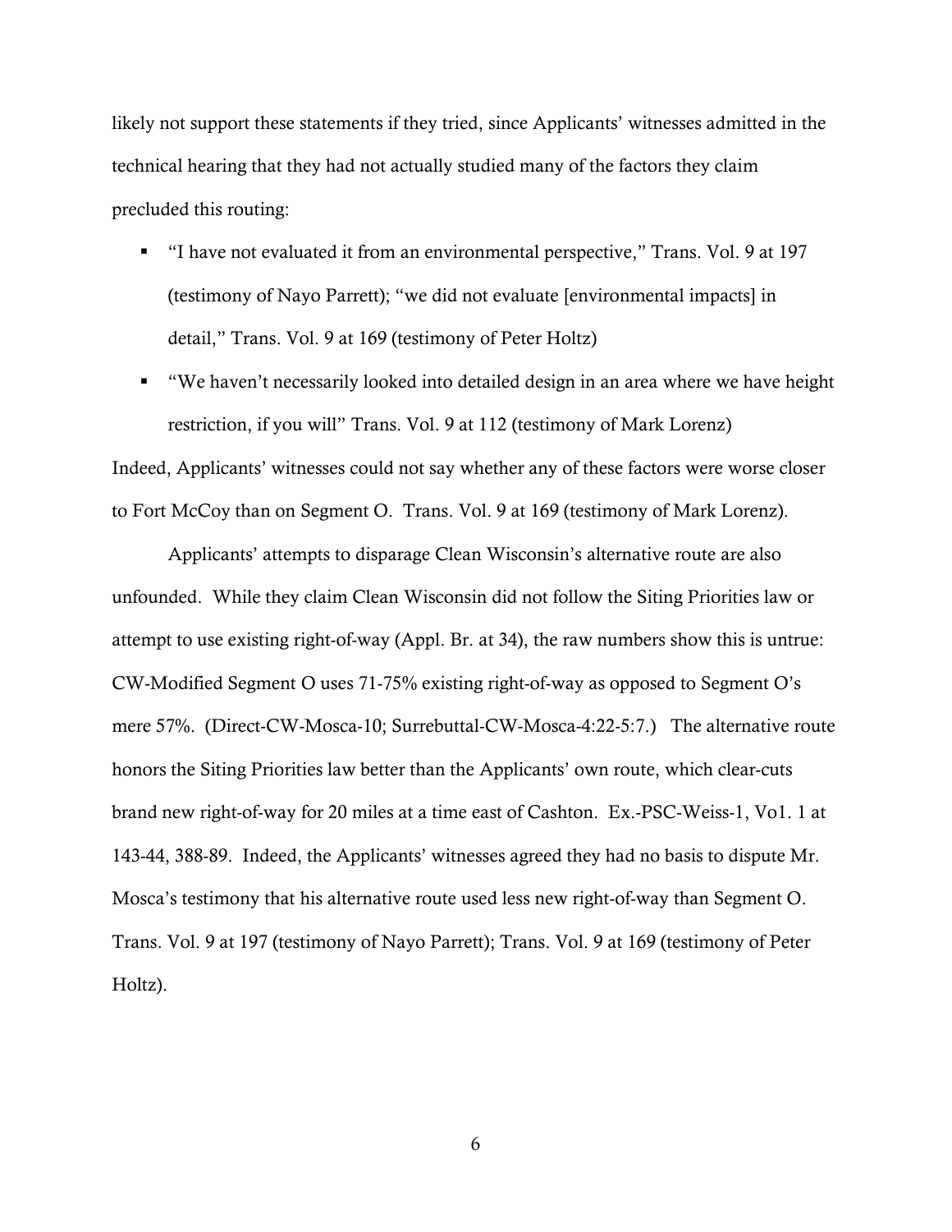likely not support these statements if they tried, since Applicants' witnesses admitted in the technical hearing that they had not actually studied many of the factors they claim precluded this routing:

- "I have not evaluated it from an environmental perspective," Trans. Vol. 9 at 197 (testimony of Nayo Parrett); "we did not evaluate [environmental impacts] in detail," Trans. Vol. 9 at 169 (testimony of Peter Holtz)
- "We haven't necessarily looked into detailed design in an area where we have height restriction, if you will" Trans. Vol. 9 at 112 (testimony of Mark Lorenz)

Indeed, Applicants' witnesses could not say whether any of these factors were worse closer to Fort McCoy than on Segment O. Trans. Vol. 9 at 169 (testimony of Mark Lorenz).

Applicants' attempts to disparage Clean Wisconsin's alternative route are also unfounded. While they claim Clean Wisconsin did not follow the Siting Priorities law or attempt to use existing right-of-way (Appl. Br. at 34), the raw numbers show this is untrue: CW-Modified Segment O uses 71-75% existing right-of-way as opposed to Segment O's mere 57%. (Direct-CW-Mosca-10; Surrebuttal-CW-Mosca-4:22-5:7.) The alternative route honors the Siting Priorities law better than the Applicants' own route, which clear-cuts brand new right-of-way for 20 miles at a time east of Cashton. Ex.-PSC-Weiss-1, Vo1. 1 at 143-44, 388-89. Indeed, the Applicants' witnesses agreed they had no basis to dispute Mr. Mosca's testimony that his alternative route used less new right-of-way than Segment O. Trans. Vol. 9 at 197 (testimony of Nayo Parrett); Trans. Vol. 9 at 169 (testimony of Peter Holtz).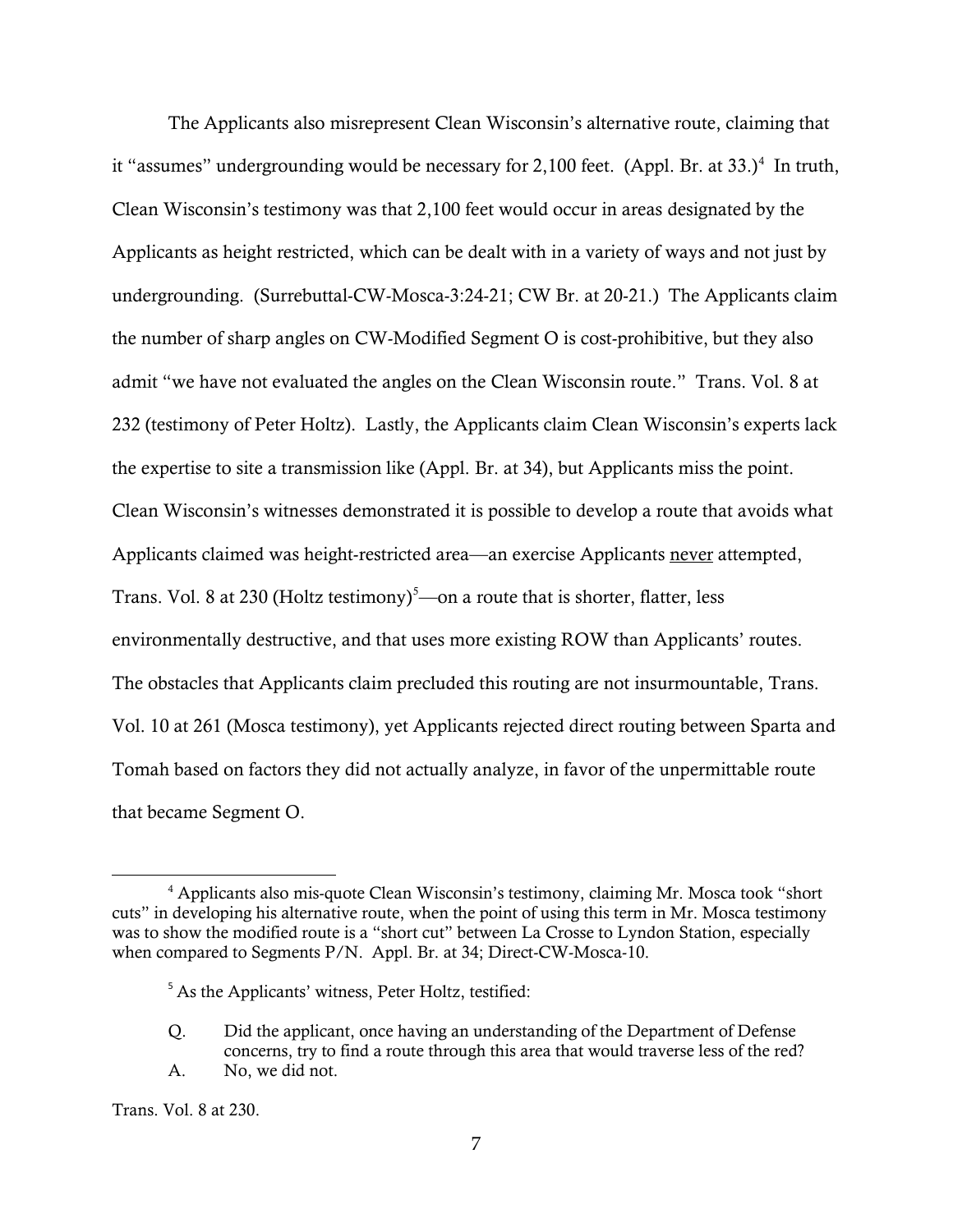The Applicants also misrepresent Clean Wisconsin's alternative route, claiming that it "assumes" undergrounding would be necessary for 2,100 feet. (Appl. Br. at 33.)[4] In truth, Clean Wisconsin's testimony was that 2,100 feet would occur in areas designated by the Applicants as height restricted, which can be dealt with in a variety of ways and not just by undergrounding. (Surrebuttal-CW-Mosca-3:24-21; CW Br. at 20-21.) The Applicants claim the number of sharp angles on CW-Modified Segment O is cost-prohibitive, but they also admit "we have not evaluated the angles on the Clean Wisconsin route." Trans. Vol. 8 at 232 (testimony of Peter Holtz). Lastly, the Applicants claim Clean Wisconsin's experts lack the expertise to site a transmission like (Appl. Br. at 34), but Applicants miss the point. Clean Wisconsin's witnesses demonstrated it is possible to develop a route that avoids what Applicants claimed was height-restricted area—an exercise Applicants <u>never</u> attempted, Trans. Vol. 8 at 230 (Holtz testimony)[5]—on a route that is shorter, flatter, less environmentally destructive, and that uses more existing ROW than Applicants' routes. The obstacles that Applicants claim precluded this routing are not insurmountable, Trans. Vol. 10 at 261 (Mosca testimony), yet Applicants rejected direct routing between Sparta and Tomah based on factors they did not actually analyze, in favor of the unpermittable route that became Segment O.

---

[4] Applicants also mis-quote Clean Wisconsin's testimony, claiming Mr. Mosca took "short cuts" in developing his alternative route, when the point of using this term in Mr. Mosca testimony was to show the modified route is a "short cut" between La Crosse to Lyndon Station, especially when compared to Segments P/N. Appl. Br. at 34; Direct-CW-Mosca-10.

[5] As the Applicants' witness, Peter Holtz, testified:

Q. Did the applicant, once having an understanding of the Department of Defense concerns, try to find a route through this area that would traverse less of the red?

A. No, we did not.

Trans. Vol. 8 at 230.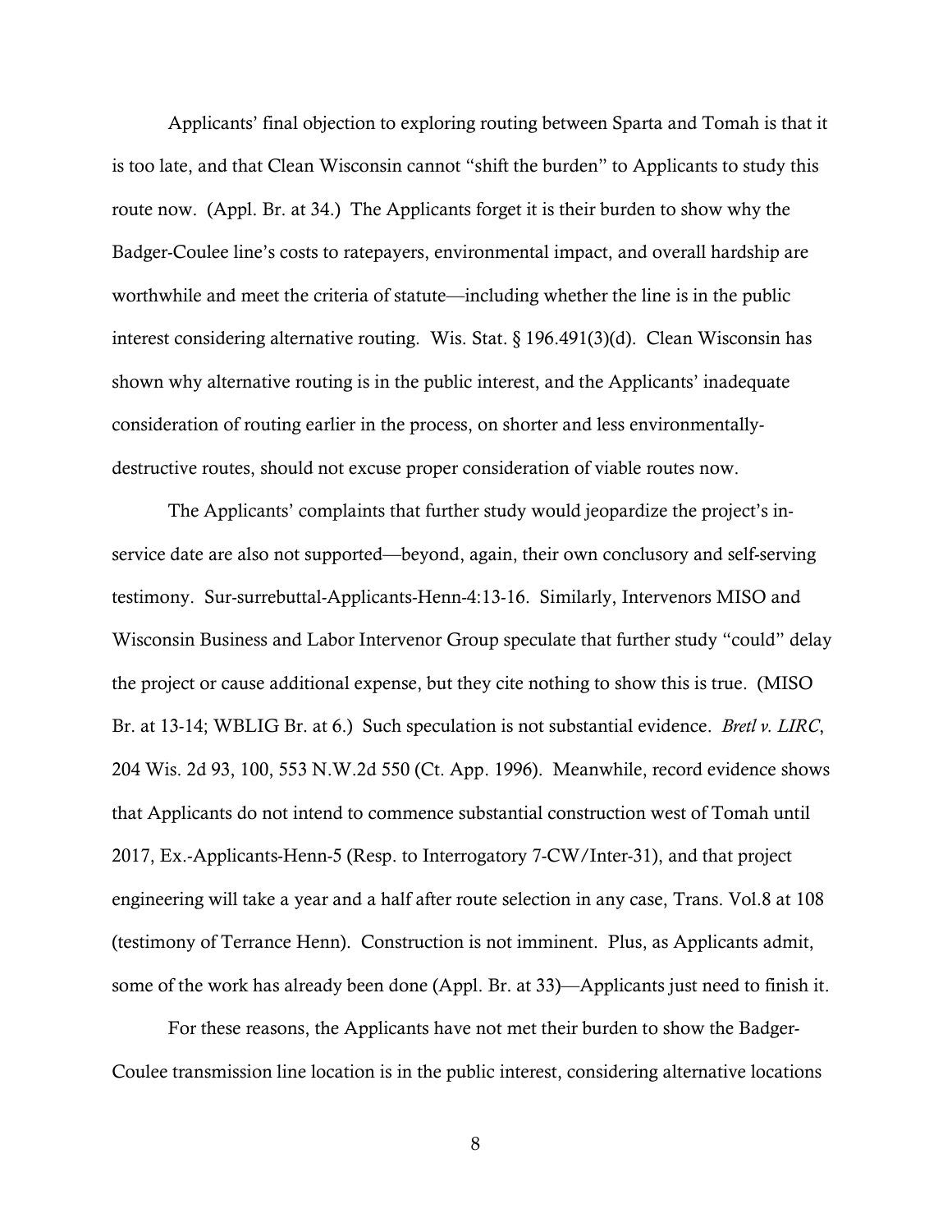Applicants' final objection to exploring routing between Sparta and Tomah is that it is too late, and that Clean Wisconsin cannot "shift the burden" to Applicants to study this route now. (Appl. Br. at 34.) The Applicants forget it is their burden to show why the Badger-Coulee line's costs to ratepayers, environmental impact, and overall hardship are worthwhile and meet the criteria of statute—including whether the line is in the public interest considering alternative routing. Wis. Stat. § 196.491(3)(d). Clean Wisconsin has shown why alternative routing is in the public interest, and the Applicants' inadequate consideration of routing earlier in the process, on shorter and less environmentally-destructive routes, should not excuse proper consideration of viable routes now.

The Applicants' complaints that further study would jeopardize the project's in-service date are also not supported—beyond, again, their own conclusory and self-serving testimony. Sur-surrebuttal-Applicants-Henn-4:13-16. Similarly, Intervenors MISO and Wisconsin Business and Labor Intervenor Group speculate that further study "could" delay the project or cause additional expense, but they cite nothing to show this is true. (MISO Br. at 13-14; WBLIG Br. at 6.) Such speculation is not substantial evidence. *Bretl v. LIRC*, 204 Wis. 2d 93, 100, 553 N.W.2d 550 (Ct. App. 1996). Meanwhile, record evidence shows that Applicants do not intend to commence substantial construction west of Tomah until 2017, Ex.-Applicants-Henn-5 (Resp. to Interrogatory 7-CW/Inter-31), and that project engineering will take a year and a half after route selection in any case, Trans. Vol.8 at 108 (testimony of Terrance Henn). Construction is not imminent. Plus, as Applicants admit, some of the work has already been done (Appl. Br. at 33)—Applicants just need to finish it.

For these reasons, the Applicants have not met their burden to show the Badger-Coulee transmission line location is in the public interest, considering alternative locations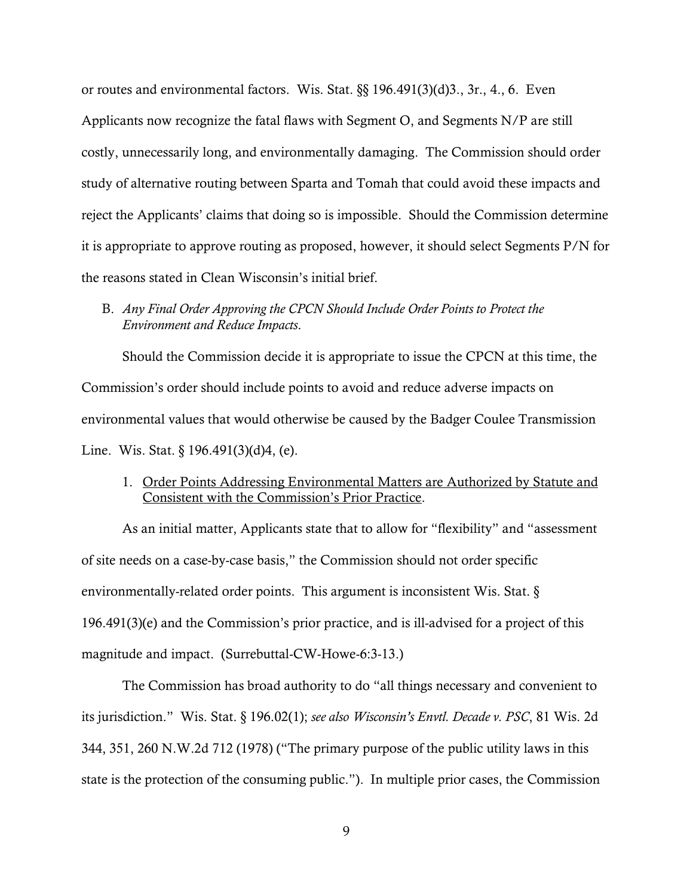or routes and environmental factors. Wis. Stat. §§ 196.491(3)(d)3., 3r., 4., 6. Even Applicants now recognize the fatal flaws with Segment O, and Segments N/P are still costly, unnecessarily long, and environmentally damaging. The Commission should order study of alternative routing between Sparta and Tomah that could avoid these impacts and reject the Applicants' claims that doing so is impossible. Should the Commission determine it is appropriate to approve routing as proposed, however, it should select Segments P/N for the reasons stated in Clean Wisconsin's initial brief.

B. *Any Final Order Approving the CPCN Should Include Order Points to Protect the Environment and Reduce Impacts.*

Should the Commission decide it is appropriate to issue the CPCN at this time, the Commission's order should include points to avoid and reduce adverse impacts on environmental values that would otherwise be caused by the Badger Coulee Transmission Line. Wis. Stat. § 196.491(3)(d)4, (e).

1. Order Points Addressing Environmental Matters are Authorized by Statute and Consistent with the Commission's Prior Practice.

As an initial matter, Applicants state that to allow for "flexibility" and "assessment of site needs on a case-by-case basis," the Commission should not order specific environmentally-related order points. This argument is inconsistent Wis. Stat. § 196.491(3)(e) and the Commission's prior practice, and is ill-advised for a project of this magnitude and impact. (Surrebuttal-CW-Howe-6:3-13.)

The Commission has broad authority to do "all things necessary and convenient to its jurisdiction." Wis. Stat. § 196.02(1); *see also Wisconsin's Envtl. Decade v. PSC*, 81 Wis. 2d 344, 351, 260 N.W.2d 712 (1978) ("The primary purpose of the public utility laws in this state is the protection of the consuming public."). In multiple prior cases, the Commission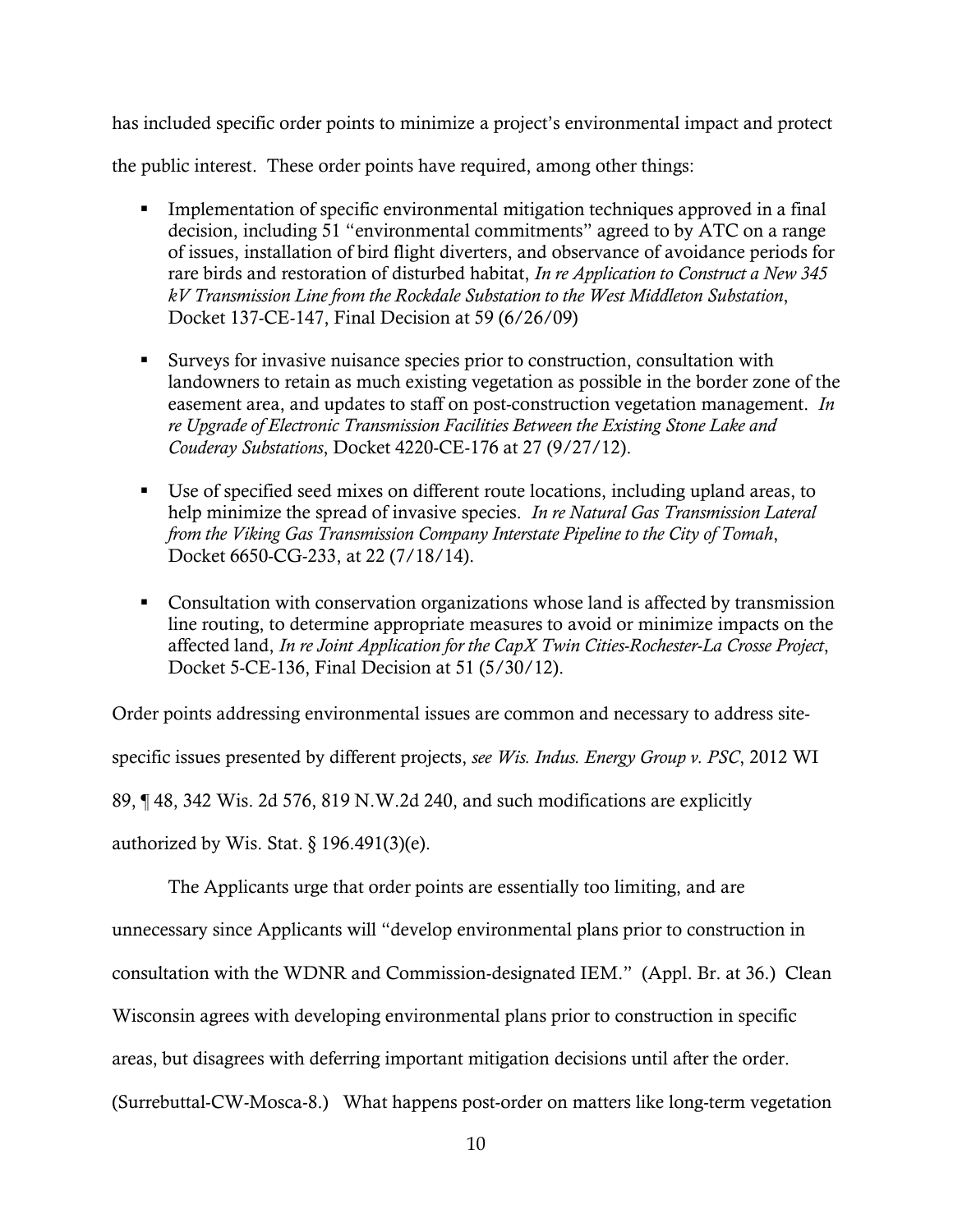has included specific order points to minimize a project's environmental impact and protect the public interest. These order points have required, among other things:

- Implementation of specific environmental mitigation techniques approved in a final decision, including 51 "environmental commitments" agreed to by ATC on a range of issues, installation of bird flight diverters, and observance of avoidance periods for rare birds and restoration of disturbed habitat, *In re Application to Construct a New 345 kV Transmission Line from the Rockdale Substation to the West Middleton Substation*, Docket 137-CE-147, Final Decision at 59 (6/26/09)

- Surveys for invasive nuisance species prior to construction, consultation with landowners to retain as much existing vegetation as possible in the border zone of the easement area, and updates to staff on post-construction vegetation management. *In re Upgrade of Electronic Transmission Facilities Between the Existing Stone Lake and Couderay Substations*, Docket 4220-CE-176 at 27 (9/27/12).

- Use of specified seed mixes on different route locations, including upland areas, to help minimize the spread of invasive species. *In re Natural Gas Transmission Lateral from the Viking Gas Transmission Company Interstate Pipeline to the City of Tomah*, Docket 6650-CG-233, at 22 (7/18/14).

- Consultation with conservation organizations whose land is affected by transmission line routing, to determine appropriate measures to avoid or minimize impacts on the affected land, *In re Joint Application for the CapX Twin Cities-Rochester-La Crosse Project*, Docket 5-CE-136, Final Decision at 51 (5/30/12).

Order points addressing environmental issues are common and necessary to address site-specific issues presented by different projects, *see Wis. Indus. Energy Group v. PSC*, 2012 WI 89, ¶ 48, 342 Wis. 2d 576, 819 N.W.2d 240, and such modifications are explicitly authorized by Wis. Stat. § 196.491(3)(e).

The Applicants urge that order points are essentially too limiting, and are unnecessary since Applicants will "develop environmental plans prior to construction in consultation with the WDNR and Commission-designated IEM." (Appl. Br. at 36.) Clean Wisconsin agrees with developing environmental plans prior to construction in specific areas, but disagrees with deferring important mitigation decisions until after the order. (Surrebuttal-CW-Mosca-8.) What happens post-order on matters like long-term vegetation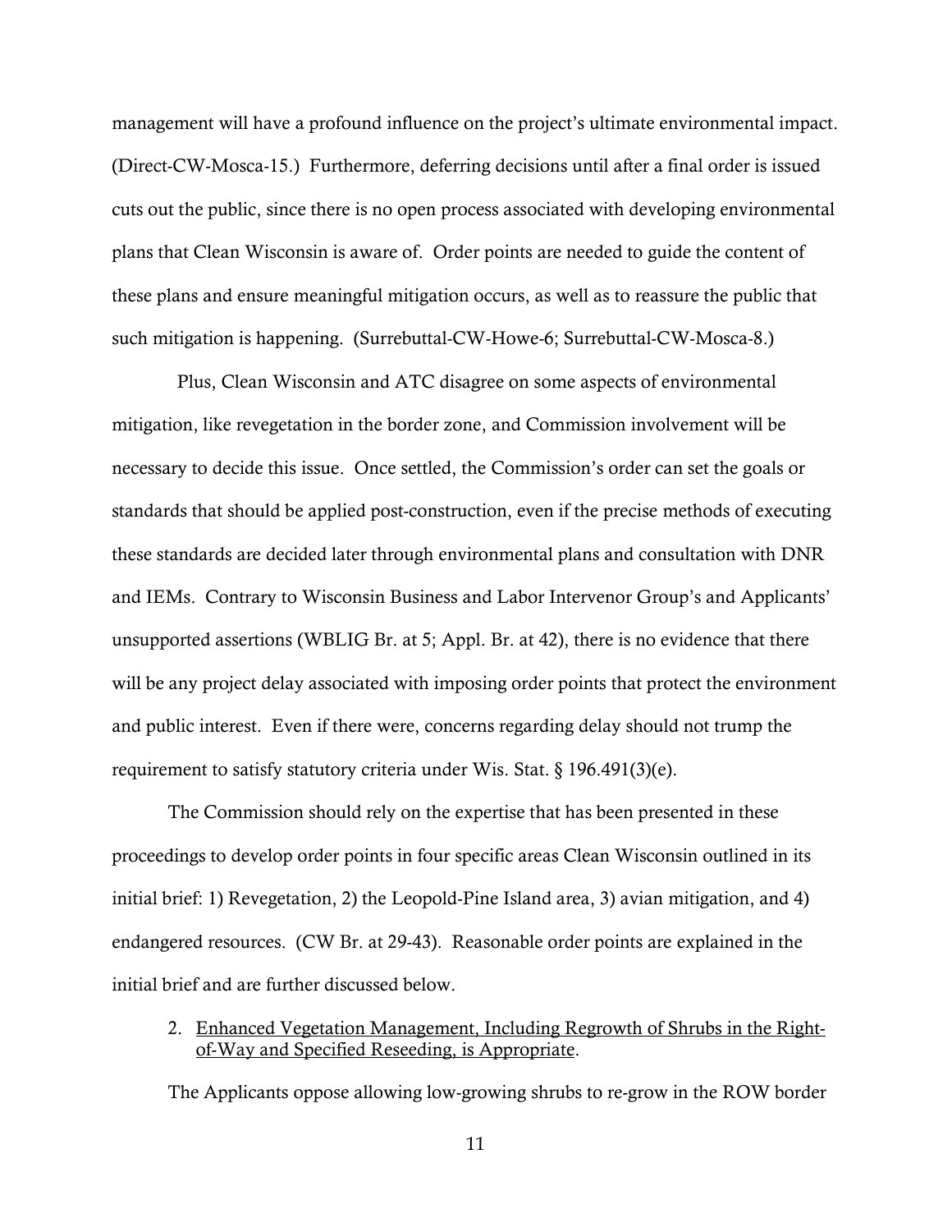management will have a profound influence on the project's ultimate environmental impact. (Direct-CW-Mosca-15.) Furthermore, deferring decisions until after a final order is issued cuts out the public, since there is no open process associated with developing environmental plans that Clean Wisconsin is aware of. Order points are needed to guide the content of these plans and ensure meaningful mitigation occurs, as well as to reassure the public that such mitigation is happening. (Surrebuttal-CW-Howe-6; Surrebuttal-CW-Mosca-8.)

Plus, Clean Wisconsin and ATC disagree on some aspects of environmental mitigation, like revegetation in the border zone, and Commission involvement will be necessary to decide this issue. Once settled, the Commission's order can set the goals or standards that should be applied post-construction, even if the precise methods of executing these standards are decided later through environmental plans and consultation with DNR and IEMs. Contrary to Wisconsin Business and Labor Intervenor Group's and Applicants' unsupported assertions (WBLIG Br. at 5; Appl. Br. at 42), there is no evidence that there will be any project delay associated with imposing order points that protect the environment and public interest. Even if there were, concerns regarding delay should not trump the requirement to satisfy statutory criteria under Wis. Stat. § 196.491(3)(e).

The Commission should rely on the expertise that has been presented in these proceedings to develop order points in four specific areas Clean Wisconsin outlined in its initial brief: 1) Revegetation, 2) the Leopold-Pine Island area, 3) avian mitigation, and 4) endangered resources. (CW Br. at 29-43). Reasonable order points are explained in the initial brief and are further discussed below.

2. <u>Enhanced Vegetation Management, Including Regrowth of Shrubs in the Right-of-Way and Specified Reseeding, is Appropriate</u>.

The Applicants oppose allowing low-growing shrubs to re-grow in the ROW border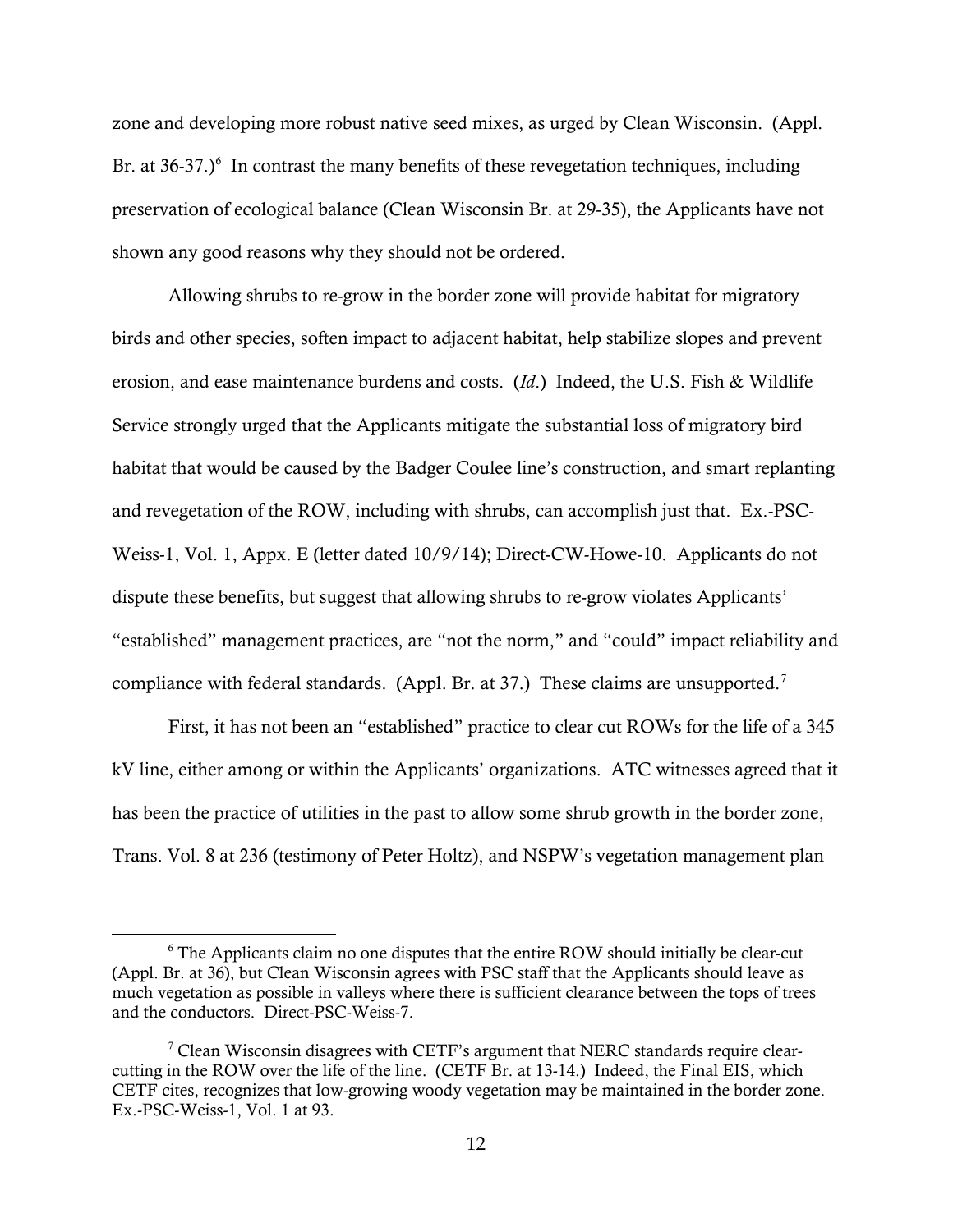zone and developing more robust native seed mixes, as urged by Clean Wisconsin. (Appl. Br. at 36-37.)[6] In contrast the many benefits of these revegetation techniques, including preservation of ecological balance (Clean Wisconsin Br. at 29-35), the Applicants have not shown any good reasons why they should not be ordered.

Allowing shrubs to re-grow in the border zone will provide habitat for migratory birds and other species, soften impact to adjacent habitat, help stabilize slopes and prevent erosion, and ease maintenance burdens and costs. (*Id*.) Indeed, the U.S. Fish & Wildlife Service strongly urged that the Applicants mitigate the substantial loss of migratory bird habitat that would be caused by the Badger Coulee line's construction, and smart replanting and revegetation of the ROW, including with shrubs, can accomplish just that. Ex.-PSC-Weiss-1, Vol. 1, Appx. E (letter dated 10/9/14); Direct-CW-Howe-10. Applicants do not dispute these benefits, but suggest that allowing shrubs to re-grow violates Applicants' "established" management practices, are "not the norm," and "could" impact reliability and compliance with federal standards. (Appl. Br. at 37.) These claims are unsupported.[7]

First, it has not been an "established" practice to clear cut ROWs for the life of a 345 kV line, either among or within the Applicants' organizations. ATC witnesses agreed that it has been the practice of utilities in the past to allow some shrub growth in the border zone, Trans. Vol. 8 at 236 (testimony of Peter Holtz), and NSPW's vegetation management plan

---

[6] The Applicants claim no one disputes that the entire ROW should initially be clear-cut (Appl. Br. at 36), but Clean Wisconsin agrees with PSC staff that the Applicants should leave as much vegetation as possible in valleys where there is sufficient clearance between the tops of trees and the conductors. Direct-PSC-Weiss-7.

[7] Clean Wisconsin disagrees with CETF's argument that NERC standards require clear-cutting in the ROW over the life of the line. (CETF Br. at 13-14.) Indeed, the Final EIS, which CETF cites, recognizes that low-growing woody vegetation may be maintained in the border zone. Ex.-PSC-Weiss-1, Vol. 1 at 93.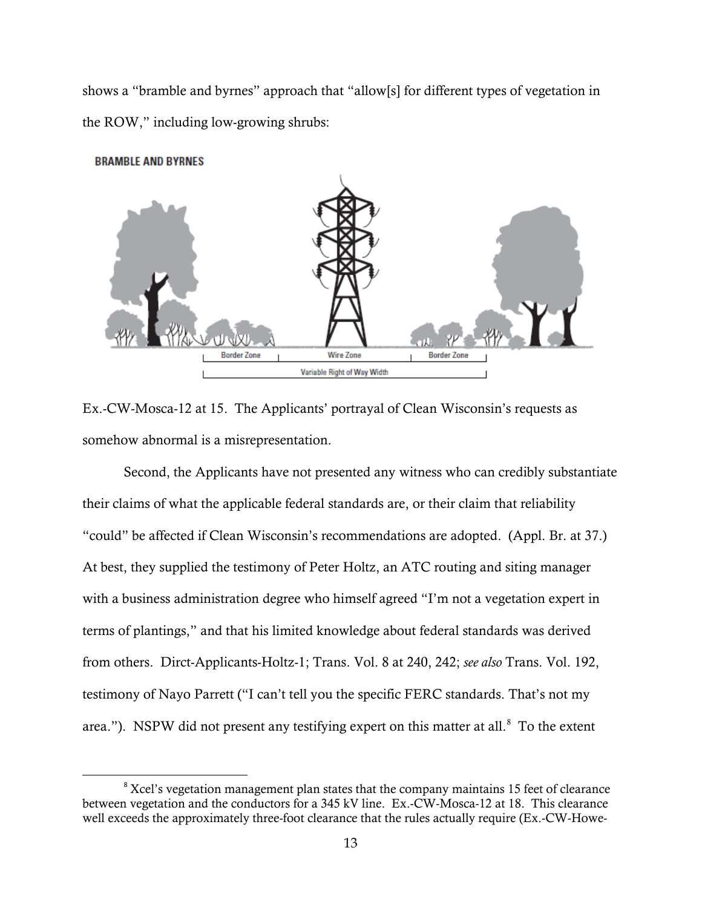shows a "bramble and byrnes" approach that "allow[s] for different types of vegetation in the ROW," including low-growing shrubs:

Ex.-CW-Mosca-12 at 15. The Applicants' portrayal of Clean Wisconsin's requests as somehow abnormal is a misrepresentation.

Second, the Applicants have not presented any witness who can credibly substantiate their claims of what the applicable federal standards are, or their claim that reliability "could" be affected if Clean Wisconsin's recommendations are adopted. (Appl. Br. at 37.) At best, they supplied the testimony of Peter Holtz, an ATC routing and siting manager with a business administration degree who himself agreed "I'm not a vegetation expert in terms of plantings," and that his limited knowledge about federal standards was derived from others. Dirct-Applicants-Holtz-1; Trans. Vol. 8 at 240, 242; *see also* Trans. Vol. 192, testimony of Nayo Parrett ("I can't tell you the specific FERC standards. That's not my area."). NSPW did not present any testifying expert on this matter at all.[8] To the extent

[8] Xcel's vegetation management plan states that the company maintains 15 feet of clearance between vegetation and the conductors for a 345 kV line. Ex.-CW-Mosca-12 at 18. This clearance well exceeds the approximately three-foot clearance that the rules actually require (Ex.-CW-Howe-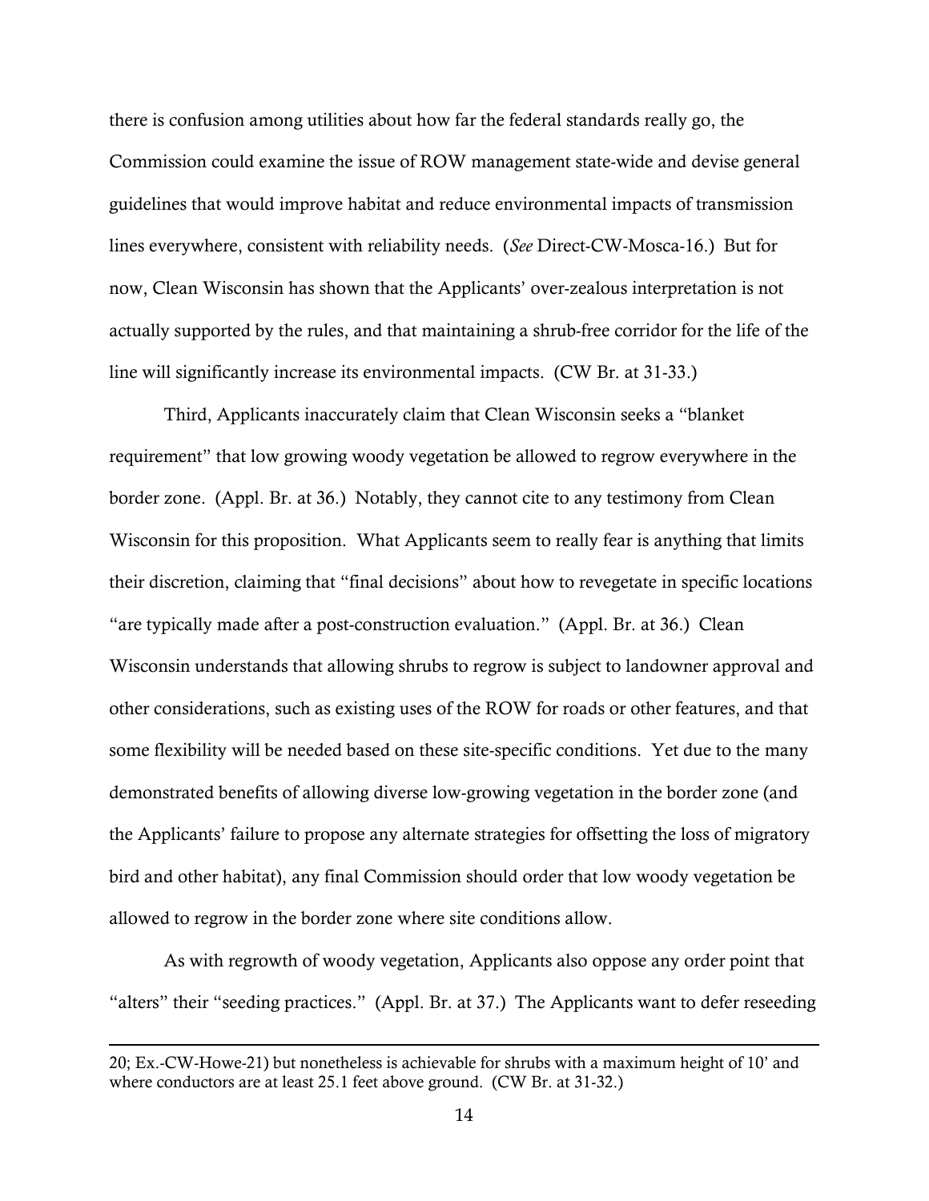there is confusion among utilities about how far the federal standards really go, the Commission could examine the issue of ROW management state-wide and devise general guidelines that would improve habitat and reduce environmental impacts of transmission lines everywhere, consistent with reliability needs. (*See* Direct-CW-Mosca-16.) But for now, Clean Wisconsin has shown that the Applicants' over-zealous interpretation is not actually supported by the rules, and that maintaining a shrub-free corridor for the life of the line will significantly increase its environmental impacts. (CW Br. at 31-33.)

Third, Applicants inaccurately claim that Clean Wisconsin seeks a "blanket requirement" that low growing woody vegetation be allowed to regrow everywhere in the border zone. (Appl. Br. at 36.) Notably, they cannot cite to any testimony from Clean Wisconsin for this proposition. What Applicants seem to really fear is anything that limits their discretion, claiming that "final decisions" about how to revegetate in specific locations "are typically made after a post-construction evaluation." (Appl. Br. at 36.) Clean Wisconsin understands that allowing shrubs to regrow is subject to landowner approval and other considerations, such as existing uses of the ROW for roads or other features, and that some flexibility will be needed based on these site-specific conditions. Yet due to the many demonstrated benefits of allowing diverse low-growing vegetation in the border zone (and the Applicants' failure to propose any alternate strategies for offsetting the loss of migratory bird and other habitat), any final Commission should order that low woody vegetation be allowed to regrow in the border zone where site conditions allow.

As with regrowth of woody vegetation, Applicants also oppose any order point that "alters" their "seeding practices." (Appl. Br. at 37.) The Applicants want to defer reseeding

---

20; Ex.-CW-Howe-21) but nonetheless is achievable for shrubs with a maximum height of 10' and where conductors are at least 25.1 feet above ground. (CW Br. at 31-32.)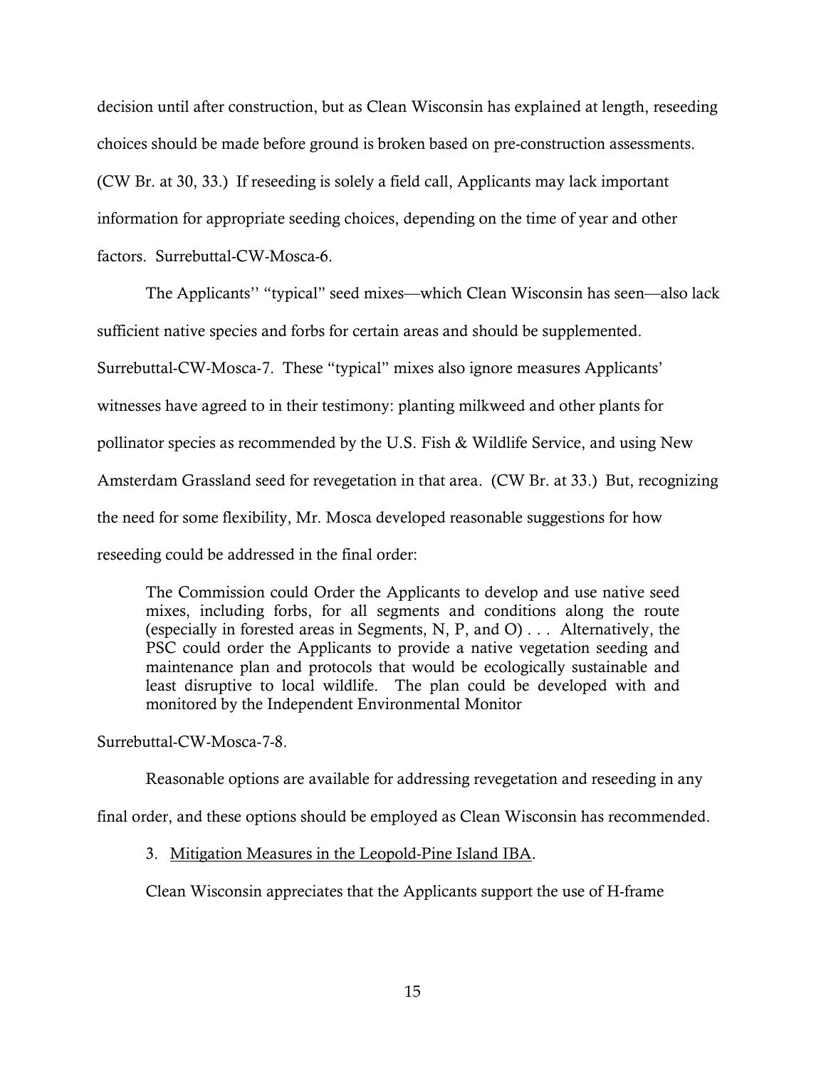decision until after construction, but as Clean Wisconsin has explained at length, reseeding choices should be made before ground is broken based on pre-construction assessments. (CW Br. at 30, 33.) If reseeding is solely a field call, Applicants may lack important information for appropriate seeding choices, depending on the time of year and other factors. Surrebuttal-CW-Mosca-6.

The Applicants'' "typical" seed mixes—which Clean Wisconsin has seen—also lack sufficient native species and forbs for certain areas and should be supplemented. Surrebuttal-CW-Mosca-7. These "typical" mixes also ignore measures Applicants' witnesses have agreed to in their testimony: planting milkweed and other plants for pollinator species as recommended by the U.S. Fish & Wildlife Service, and using New Amsterdam Grassland seed for revegetation in that area. (CW Br. at 33.) But, recognizing the need for some flexibility, Mr. Mosca developed reasonable suggestions for how reseeding could be addressed in the final order:

> The Commission could Order the Applicants to develop and use native seed mixes, including forbs, for all segments and conditions along the route (especially in forested areas in Segments, N, P, and O) . . . Alternatively, the PSC could order the Applicants to provide a native vegetation seeding and maintenance plan and protocols that would be ecologically sustainable and least disruptive to local wildlife. The plan could be developed with and monitored by the Independent Environmental Monitor

Surrebuttal-CW-Mosca-7-8.

Reasonable options are available for addressing revegetation and reseeding in any final order, and these options should be employed as Clean Wisconsin has recommended.

3. Mitigation Measures in the Leopold-Pine Island IBA.

Clean Wisconsin appreciates that the Applicants support the use of H-frame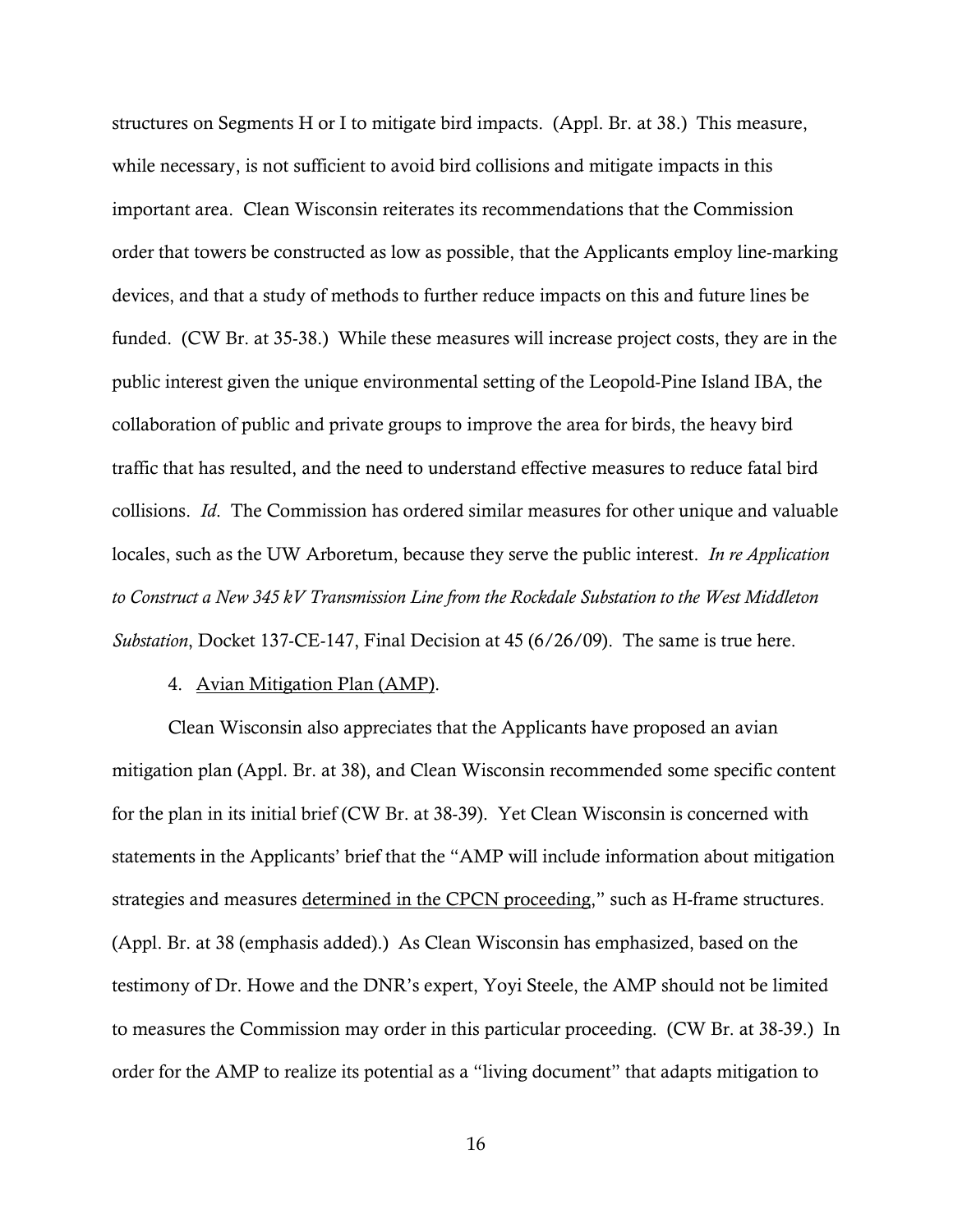structures on Segments H or I to mitigate bird impacts. (Appl. Br. at 38.) This measure, while necessary, is not sufficient to avoid bird collisions and mitigate impacts in this important area. Clean Wisconsin reiterates its recommendations that the Commission order that towers be constructed as low as possible, that the Applicants employ line-marking devices, and that a study of methods to further reduce impacts on this and future lines be funded. (CW Br. at 35-38.) While these measures will increase project costs, they are in the public interest given the unique environmental setting of the Leopold-Pine Island IBA, the collaboration of public and private groups to improve the area for birds, the heavy bird traffic that has resulted, and the need to understand effective measures to reduce fatal bird collisions. *Id*. The Commission has ordered similar measures for other unique and valuable locales, such as the UW Arboretum, because they serve the public interest. *In re Application to Construct a New 345 kV Transmission Line from the Rockdale Substation to the West Middleton Substation*, Docket 137-CE-147, Final Decision at 45 (6/26/09). The same is true here.

4. <u>Avian Mitigation Plan (AMP)</u>.

Clean Wisconsin also appreciates that the Applicants have proposed an avian mitigation plan (Appl. Br. at 38), and Clean Wisconsin recommended some specific content for the plan in its initial brief (CW Br. at 38-39). Yet Clean Wisconsin is concerned with statements in the Applicants' brief that the "AMP will include information about mitigation strategies and measures <u>determined in the CPCN proceeding</u>," such as H-frame structures. (Appl. Br. at 38 (emphasis added).) As Clean Wisconsin has emphasized, based on the testimony of Dr. Howe and the DNR's expert, Yoyi Steele, the AMP should not be limited to measures the Commission may order in this particular proceeding. (CW Br. at 38-39.) In order for the AMP to realize its potential as a "living document" that adapts mitigation to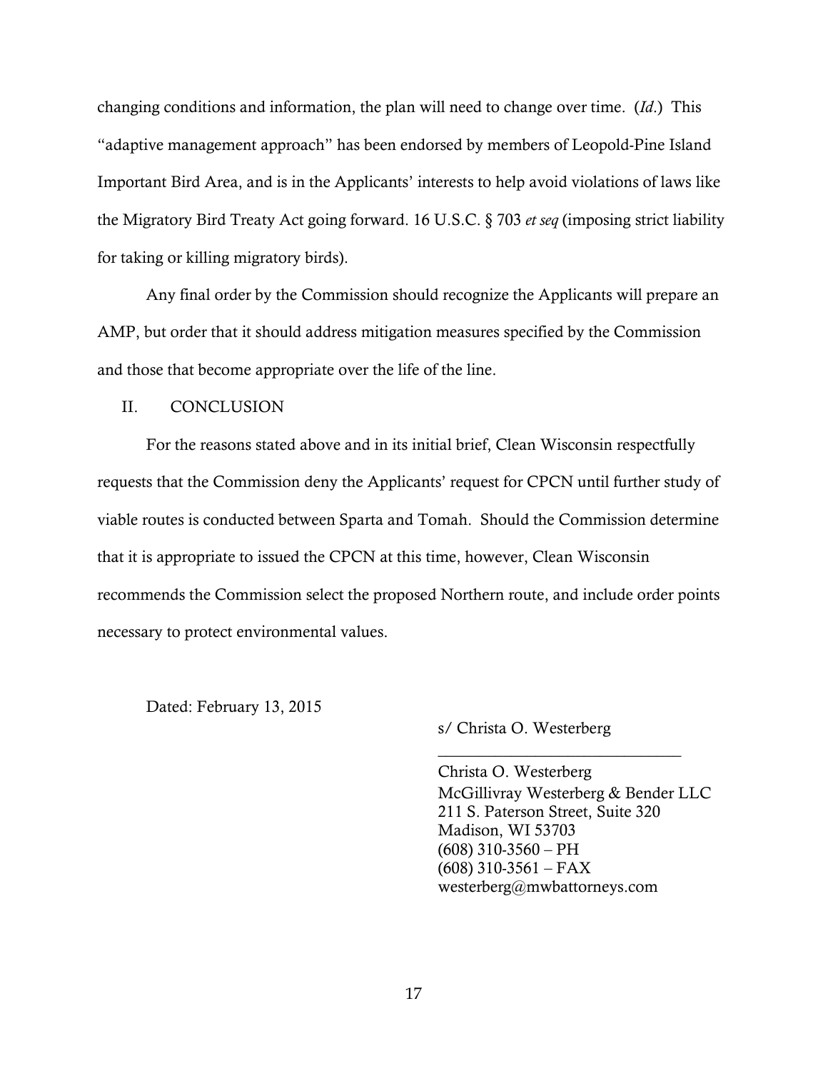changing conditions and information, the plan will need to change over time. (*Id*.) This "adaptive management approach" has been endorsed by members of Leopold-Pine Island Important Bird Area, and is in the Applicants' interests to help avoid violations of laws like the Migratory Bird Treaty Act going forward. 16 U.S.C. § 703 *et seq* (imposing strict liability for taking or killing migratory birds).

Any final order by the Commission should recognize the Applicants will prepare an AMP, but order that it should address mitigation measures specified by the Commission and those that become appropriate over the life of the line.

## II. CONCLUSION

For the reasons stated above and in its initial brief, Clean Wisconsin respectfully requests that the Commission deny the Applicants' request for CPCN until further study of viable routes is conducted between Sparta and Tomah. Should the Commission determine that it is appropriate to issued the CPCN at this time, however, Clean Wisconsin recommends the Commission select the proposed Northern route, and include order points necessary to protect environmental values.

Dated: February 13, 2015

s/ Christa O. Westerberg

\_\_\_\_\_\_\_\_\_\_\_\_\_\_\_\_\_\_\_\_\_\_\_\_\_\_\_\_\_\_

Christa O. Westerberg
McGillivray Westerberg & Bender LLC
211 S. Paterson Street, Suite 320
Madison, WI 53703
(608) 310-3560 – PH
(608) 310-3561 – FAX
westerberg@mwbattorneys.com